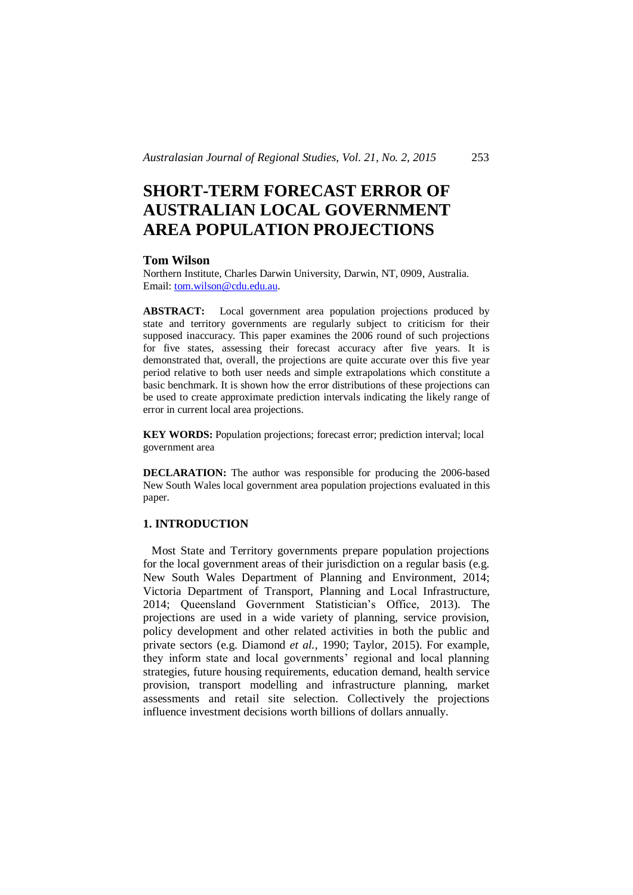# SHORT-TERM FORECAST ERROR OF AUSTRALIAN LOCAL GOVERNMENT AREA POPULATION PROJECTIONS

**Tom Wilson**

Northern Institute, Charles Darwin University, Darwin, NT, 0909, Australia. Email: tom.wilson@cdu.edu.au.

**ABSTRACT:** Local government area population projections produced by state and territory governments are regularly subject to criticism for their supposed inaccuracy. This paper examines the 2006 round of such projections for five states, assessing their forecast accuracy after five years. It is demonstrated that, overall, the projections are quite accurate over this five year period relative to both user needs and simple extrapolations which constitute a basic benchmark. It is shown how the error distributions of these projections can be used to create approximate prediction intervals indicating the likely range of error in current local area projections.

**KEY WORDS:** Population projections; forecast error; prediction interval; local government area

**DECLARATION:** The author was responsible for producing the 2006-based New South Wales local government area population projections evaluated in this paper.

## 1. INTRODUCTION

Most State and Territory governments prepare population projections for the local government areas of their jurisdiction on a regular basis (e.g. New South Wales Department of Planning and Environment, 2014; Victoria Department of Transport, Planning and Local Infrastructure, 2014; Queensland Government Statistician's Office, 2013). The projections are used in a wide variety of planning, service provision, policy development and other related activities in both the public and private sectors (e.g. Diamond *et al.*, 1990; Taylor, 2015). For example, they inform state and local governments' regional and local planning strategies, future housing requirements, education demand, health service provision, transport modelling and infrastructure planning, market assessments and retail site selection. Collectively the projections influence investment decisions worth billions of dollars annually.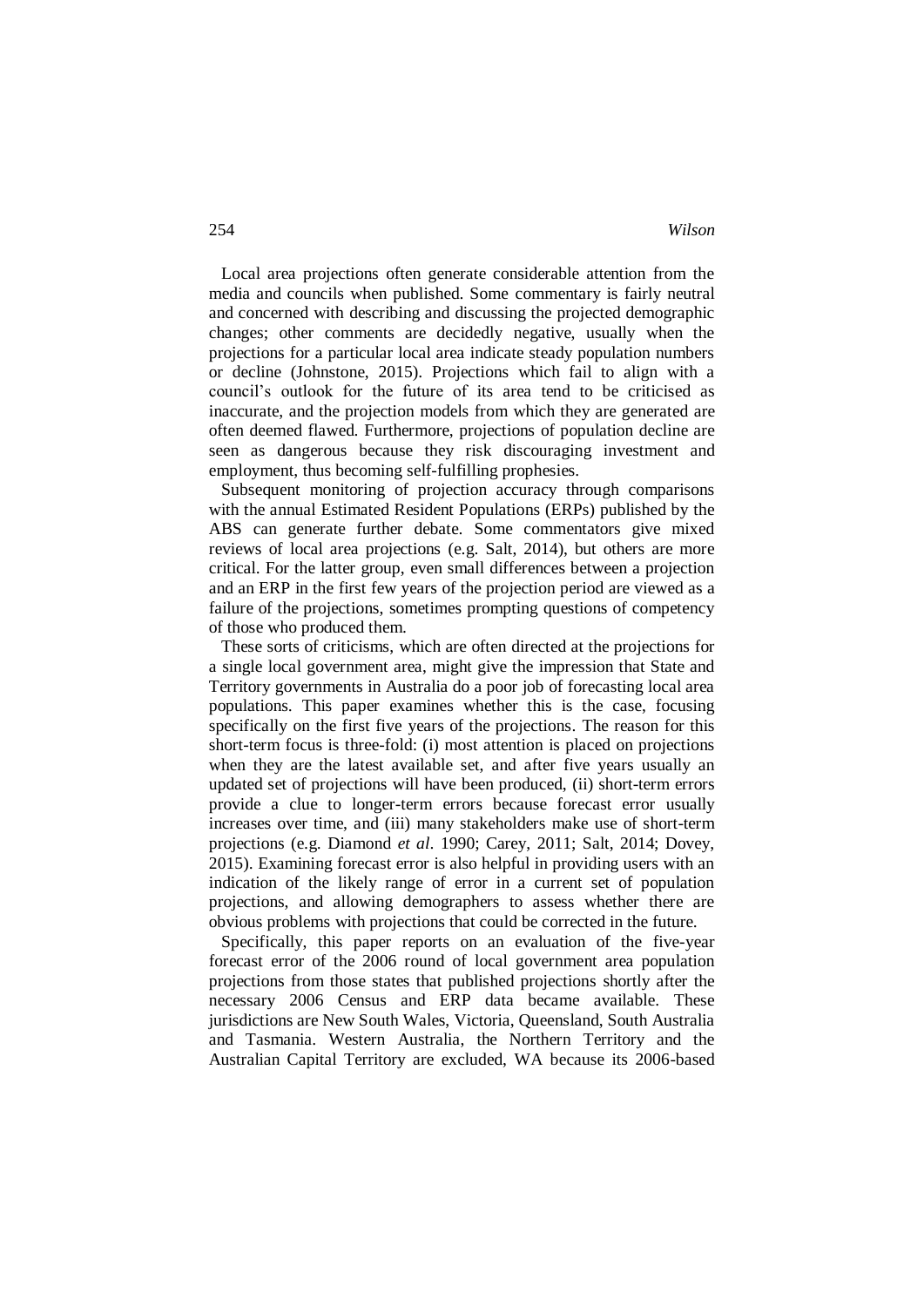Local area projections often generate considerable attention from the media and councils when published. Some commentary is fairly neutral and concerned with describing and discussing the projected demographic changes; other comments are decidedly negative, usually when the projections for a particular local area indicate steady population numbers or decline (Johnstone, 2015). Projections which fail to align with a council's outlook for the future of its area tend to be criticised as inaccurate, and the projection models from which they are generated are often deemed flawed. Furthermore, projections of population decline are seen as dangerous because they risk discouraging investment and employment, thus becoming self-fulfilling prophesies.

Subsequent monitoring of projection accuracy through comparisons with the annual Estimated Resident Populations (ERPs) published by the ABS can generate further debate. Some commentators give mixed reviews of local area projections (e.g. Salt, 2014), but others are more critical. For the latter group, even small differences between a projection and an ERP in the first few years of the projection period are viewed as a failure of the projections, sometimes prompting questions of competency of those who produced them.

These sorts of criticisms, which are often directed at the projections for a single local government area, might give the impression that State and Territory governments in Australia do a poor job of forecasting local area populations. This paper examines whether this is the case, focusing specifically on the first five years of the projections. The reason for this short-term focus is three-fold: (i) most attention is placed on projections when they are the latest available set, and after five years usually an updated set of projections will have been produced, (ii) short-term errors provide a clue to longer-term errors because forecast error usually increases over time, and (iii) many stakeholders make use of short-term projections (e.g. Diamond *et al*. 1990; Carey, 2011; Salt, 2014; Dovey, 2015). Examining forecast error is also helpful in providing users with an indication of the likely range of error in a current set of population projections, and allowing demographers to assess whether there are obvious problems with projections that could be corrected in the future.

Specifically, this paper reports on an evaluation of the five-year forecast error of the 2006 round of local government area population projections from those states that published projections shortly after the necessary 2006 Census and ERP data became available. These jurisdictions are New South Wales, Victoria, Queensland, South Australia and Tasmania. Western Australia, the Northern Territory and the Australian Capital Territory are excluded, WA because its 2006-based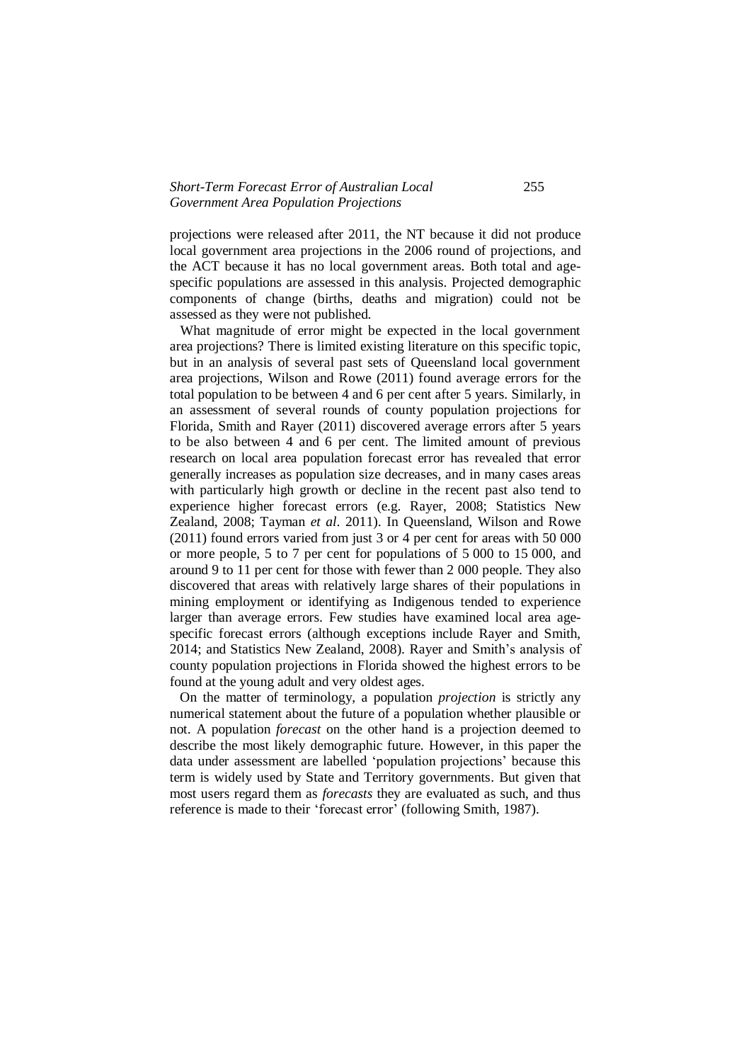projections were released after 2011, the NT because it did not produce local government area projections in the 2006 round of projections, and the ACT because it has no local government areas. Both total and age-specific populations are assessed in this analysis. Projected demographic components of change (births, deaths and migration) could not be assessed as they were not published.

What magnitude of error might be expected in the local government area projections? There is limited existing literature on this specific topic, but in an analysis of several past sets of Queensland local government area projections, Wilson and Rowe (2011) found average errors for the total population to be between 4 and 6 per cent after 5 years. Similarly, in an assessment of several rounds of county population projections for Florida, Smith and Rayer (2011) discovered average errors after 5 years to be also between 4 and 6 per cent. The limited amount of previous research on local area population forecast error has revealed that error generally increases as population size decreases, and in many cases areas with particularly high growth or decline in the recent past also tend to experience higher forecast errors (e.g. Rayer, 2008; Statistics New Zealand, 2008; Tayman *et al*. 2011). In Queensland, Wilson and Rowe (2011) found errors varied from just 3 or 4 per cent for areas with 50 000 or more people, 5 to 7 per cent for populations of 5 000 to 15 000, and around 9 to 11 per cent for those with fewer than 2 000 people. They also discovered that areas with relatively large shares of their populations in mining employment or identifying as Indigenous tended to experience larger than average errors. Few studies have examined local area age-specific forecast errors (although exceptions include Rayer and Smith, 2014; and Statistics New Zealand, 2008). Rayer and Smith's analysis of county population projections in Florida showed the highest errors to be found at the young adult and very oldest ages.

On the matter of terminology, a population *projection* is strictly any numerical statement about the future of a population whether plausible or not. A population *forecast* on the other hand is a projection deemed to describe the most likely demographic future. However, in this paper the data under assessment are labelled 'population projections' because this term is widely used by State and Territory governments. But given that most users regard them as *forecasts* they are evaluated as such, and thus reference is made to their 'forecast error' (following Smith, 1987).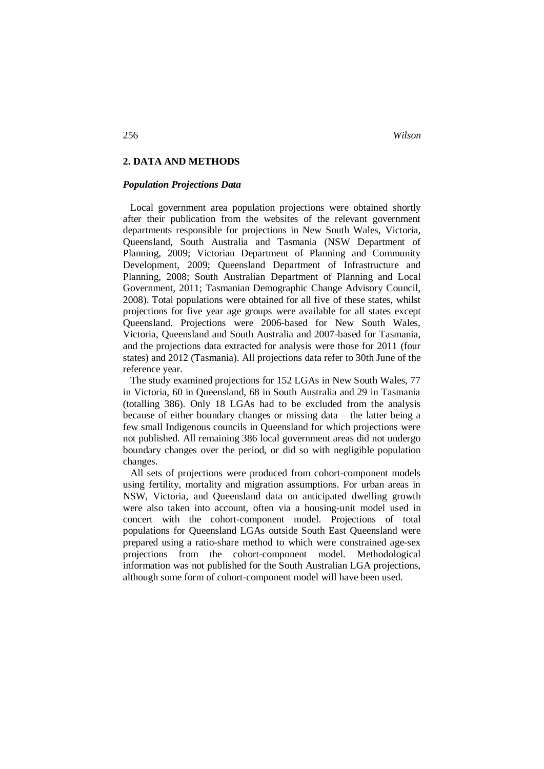## 2. DATA AND METHODS

### *Population Projections Data*

Local government area population projections were obtained shortly after their publication from the websites of the relevant government departments responsible for projections in New South Wales, Victoria, Queensland, South Australia and Tasmania (NSW Department of Planning, 2009; Victorian Department of Planning and Community Development, 2009; Queensland Department of Infrastructure and Planning, 2008; South Australian Department of Planning and Local Government, 2011; Tasmanian Demographic Change Advisory Council, 2008). Total populations were obtained for all five of these states, whilst projections for five year age groups were available for all states except Queensland. Projections were 2006-based for New South Wales, Victoria, Queensland and South Australia and 2007-based for Tasmania, and the projections data extracted for analysis were those for 2011 (four states) and 2012 (Tasmania). All projections data refer to 30th June of the reference year.

The study examined projections for 152 LGAs in New South Wales, 77 in Victoria, 60 in Queensland, 68 in South Australia and 29 in Tasmania (totalling 386). Only 18 LGAs had to be excluded from the analysis because of either boundary changes or missing data – the latter being a few small Indigenous councils in Queensland for which projections were not published. All remaining 386 local government areas did not undergo boundary changes over the period, or did so with negligible population changes.

All sets of projections were produced from cohort-component models using fertility, mortality and migration assumptions. For urban areas in NSW, Victoria, and Queensland data on anticipated dwelling growth were also taken into account, often via a housing-unit model used in concert with the cohort-component model. Projections of total populations for Queensland LGAs outside South East Queensland were prepared using a ratio-share method to which were constrained age-sex projections from the cohort-component model. Methodological information was not published for the South Australian LGA projections, although some form of cohort-component model will have been used.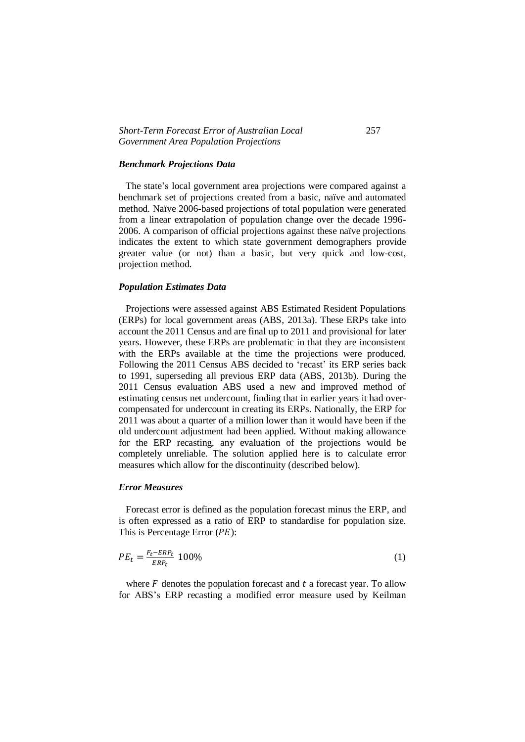### *Benchmark Projections Data*

The state's local government area projections were compared against a benchmark set of projections created from a basic, naïve and automated method. Naïve 2006-based projections of total population were generated from a linear extrapolation of population change over the decade 1996-2006. A comparison of official projections against these naïve projections indicates the extent to which state government demographers provide greater value (or not) than a basic, but very quick and low-cost, projection method.

### *Population Estimates Data*

Projections were assessed against ABS Estimated Resident Populations (ERPs) for local government areas (ABS, 2013a). These ERPs take into account the 2011 Census and are final up to 2011 and provisional for later years. However, these ERPs are problematic in that they are inconsistent with the ERPs available at the time the projections were produced. Following the 2011 Census ABS decided to 'recast' its ERP series back to 1991, superseding all previous ERP data (ABS, 2013b). During the 2011 Census evaluation ABS used a new and improved method of estimating census net undercount, finding that in earlier years it had over-compensated for undercount in creating its ERPs. Nationally, the ERP for 2011 was about a quarter of a million lower than it would have been if the old undercount adjustment had been applied. Without making allowance for the ERP recasting, any evaluation of the projections would be completely unreliable. The solution applied here is to calculate error measures which allow for the discontinuity (described below).

### *Error Measures*

Forecast error is defined as the population forecast minus the ERP, and is often expressed as a ratio of ERP to standardise for population size. This is Percentage Error ($PE$):

$$PE_t = \frac{F_t - ERP_t}{ERP_t}\ 100\% \tag{1}$$

where $F$ denotes the population forecast and $t$ a forecast year. To allow for ABS's ERP recasting a modified error measure used by Keilman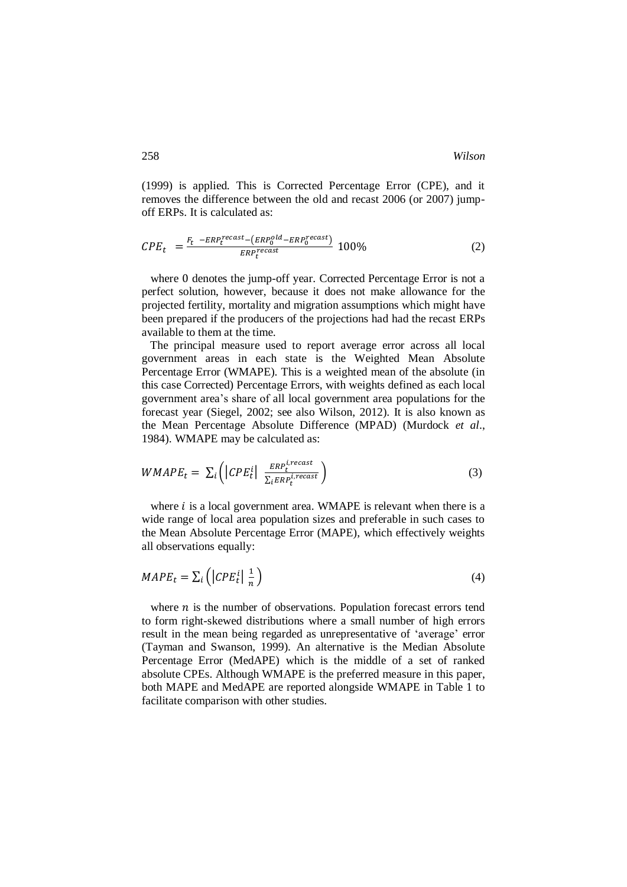(1999) is applied. This is Corrected Percentage Error (CPE), and it removes the difference between the old and recast 2006 (or 2007) jump-off ERPs. It is calculated as:

$$CPE_t \;= \frac{F_t \;- ERP_t^{recast} - \left(ERP_0^{old} - ERP_0^{recast}\right)}{ERP_t^{recast}} \; 100\% \tag{2}$$

where 0 denotes the jump-off year. Corrected Percentage Error is not a perfect solution, however, because it does not make allowance for the projected fertility, mortality and migration assumptions which might have been prepared if the producers of the projections had had the recast ERPs available to them at the time.

The principal measure used to report average error across all local government areas in each state is the Weighted Mean Absolute Percentage Error (WMAPE). This is a weighted mean of the absolute (in this case Corrected) Percentage Errors, with weights defined as each local government area's share of all local government area populations for the forecast year (Siegel, 2002; see also Wilson, 2012). It is also known as the Mean Percentage Absolute Difference (MPAD) (Murdock *et al*., 1984). WMAPE may be calculated as:

$$WMAPE_t = \sum_i \left( \left|CPE_t^i\right| \; \frac{ERP_t^{i,recast}}{\sum_i ERP_t^{i,recast}} \right) \tag{3}$$

where $i$ is a local government area. WMAPE is relevant when there is a wide range of local area population sizes and preferable in such cases to the Mean Absolute Percentage Error (MAPE), which effectively weights all observations equally:

$$MAPE_t = \sum_i \left( \left|CPE_t^i\right| \; \frac{1}{n} \right) \tag{4}$$

where $n$ is the number of observations. Population forecast errors tend to form right-skewed distributions where a small number of high errors result in the mean being regarded as unrepresentative of 'average' error (Tayman and Swanson, 1999). An alternative is the Median Absolute Percentage Error (MedAPE) which is the middle of a set of ranked absolute CPEs. Although WMAPE is the preferred measure in this paper, both MAPE and MedAPE are reported alongside WMAPE in Table 1 to facilitate comparison with other studies.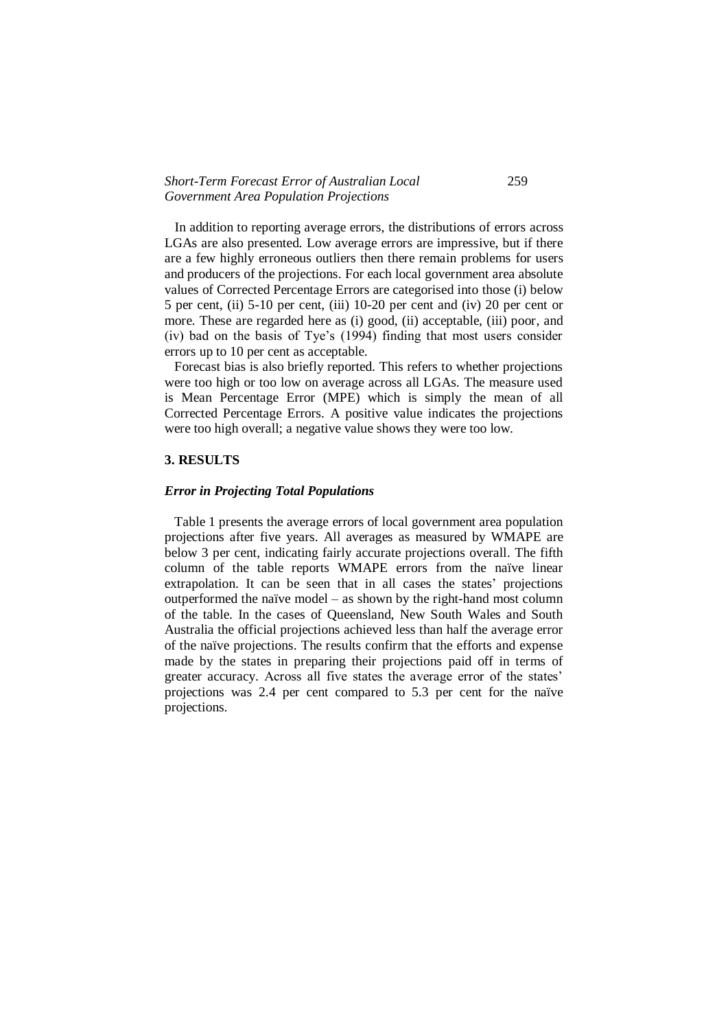In addition to reporting average errors, the distributions of errors across LGAs are also presented. Low average errors are impressive, but if there are a few highly erroneous outliers then there remain problems for users and producers of the projections. For each local government area absolute values of Corrected Percentage Errors are categorised into those (i) below 5 per cent, (ii) 5-10 per cent, (iii) 10-20 per cent and (iv) 20 per cent or more. These are regarded here as (i) good, (ii) acceptable, (iii) poor, and (iv) bad on the basis of Tye's (1994) finding that most users consider errors up to 10 per cent as acceptable.

Forecast bias is also briefly reported. This refers to whether projections were too high or too low on average across all LGAs. The measure used is Mean Percentage Error (MPE) which is simply the mean of all Corrected Percentage Errors. A positive value indicates the projections were too high overall; a negative value shows they were too low.

## 3. RESULTS

### *Error in Projecting Total Populations*

Table 1 presents the average errors of local government area population projections after five years. All averages as measured by WMAPE are below 3 per cent, indicating fairly accurate projections overall. The fifth column of the table reports WMAPE errors from the naïve linear extrapolation. It can be seen that in all cases the states' projections outperformed the naïve model – as shown by the right-hand most column of the table. In the cases of Queensland, New South Wales and South Australia the official projections achieved less than half the average error of the naïve projections. The results confirm that the efforts and expense made by the states in preparing their projections paid off in terms of greater accuracy. Across all five states the average error of the states' projections was 2.4 per cent compared to 5.3 per cent for the naïve projections.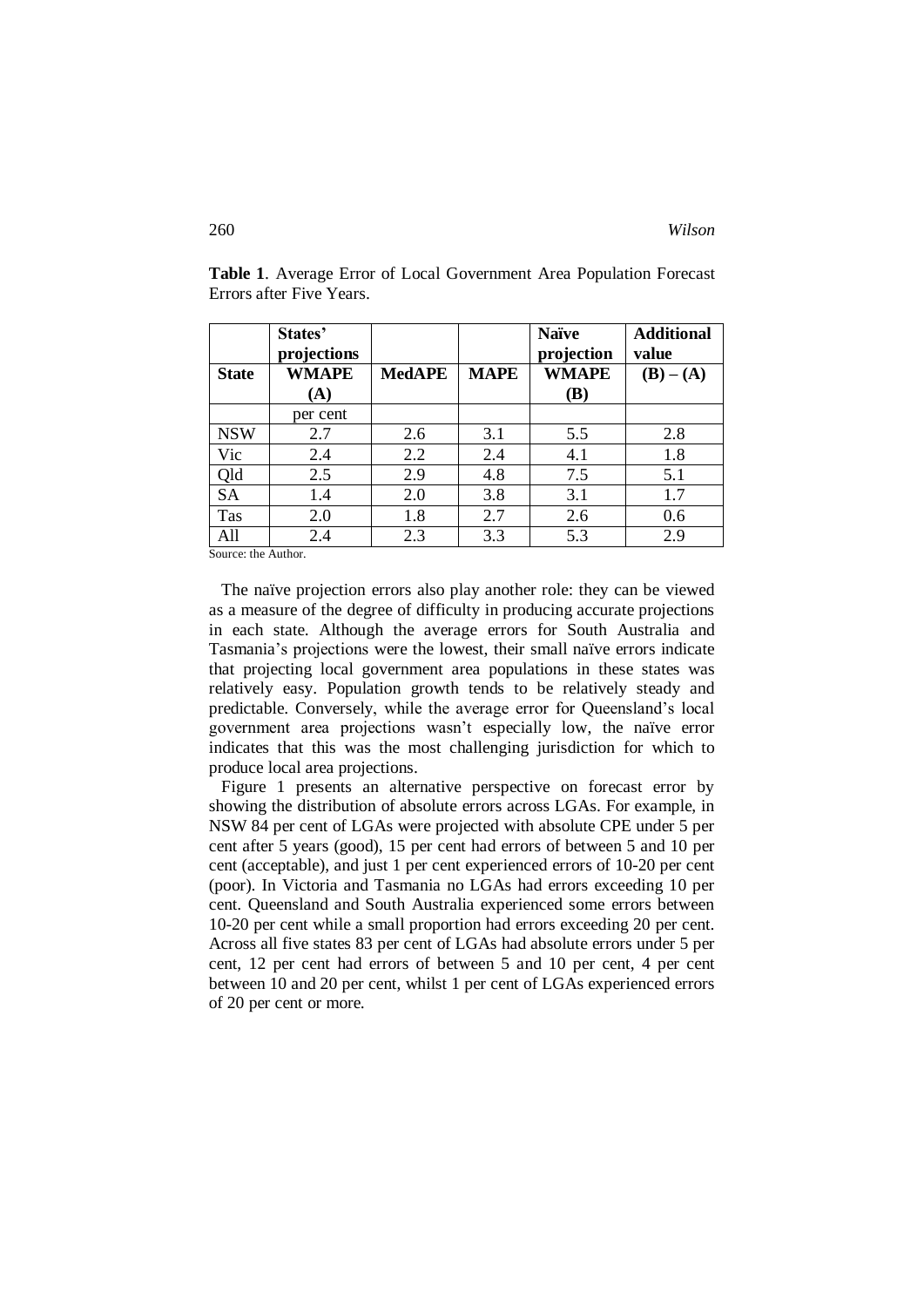**Table 1**. Average Error of Local Government Area Population Forecast Errors after Five Years.

| | States' projections | | | Naïve projection | Additional value |
|---|---|---|---|---|---|
| **State** | **WMAPE (A)** | **MedAPE** | **MAPE** | **WMAPE (B)** | **(B) – (A)** |
| | per cent | | | | |
| NSW | 2.7 | 2.6 | 3.1 | 5.5 | 2.8 |
| Vic | 2.4 | 2.2 | 2.4 | 4.1 | 1.8 |
| Qld | 2.5 | 2.9 | 4.8 | 7.5 | 5.1 |
| SA | 1.4 | 2.0 | 3.8 | 3.1 | 1.7 |
| Tas | 2.0 | 1.8 | 2.7 | 2.6 | 0.6 |
| All | 2.4 | 2.3 | 3.3 | 5.3 | 2.9 |

Source: the Author.

The naïve projection errors also play another role: they can be viewed as a measure of the degree of difficulty in producing accurate projections in each state. Although the average errors for South Australia and Tasmania's projections were the lowest, their small naïve errors indicate that projecting local government area populations in these states was relatively easy. Population growth tends to be relatively steady and predictable. Conversely, while the average error for Queensland's local government area projections wasn't especially low, the naïve error indicates that this was the most challenging jurisdiction for which to produce local area projections.

Figure 1 presents an alternative perspective on forecast error by showing the distribution of absolute errors across LGAs. For example, in NSW 84 per cent of LGAs were projected with absolute CPE under 5 per cent after 5 years (good), 15 per cent had errors of between 5 and 10 per cent (acceptable), and just 1 per cent experienced errors of 10-20 per cent (poor). In Victoria and Tasmania no LGAs had errors exceeding 10 per cent. Queensland and South Australia experienced some errors between 10-20 per cent while a small proportion had errors exceeding 20 per cent. Across all five states 83 per cent of LGAs had absolute errors under 5 per cent, 12 per cent had errors of between 5 and 10 per cent, 4 per cent between 10 and 20 per cent, whilst 1 per cent of LGAs experienced errors of 20 per cent or more.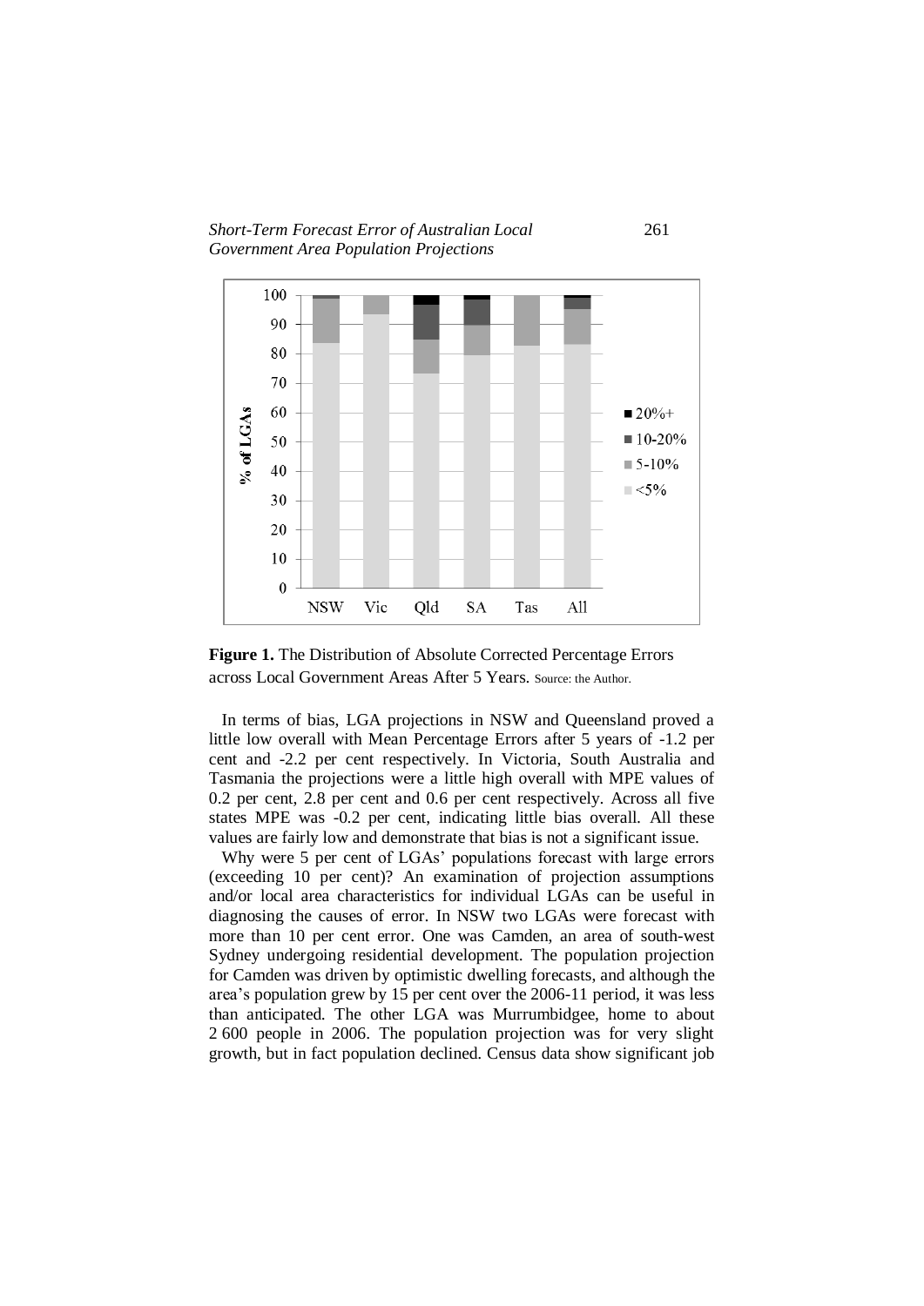**Figure 1.** The Distribution of Absolute Corrected Percentage Errors across Local Government Areas After 5 Years. Source: the Author.

In terms of bias, LGA projections in NSW and Queensland proved a little low overall with Mean Percentage Errors after 5 years of -1.2 per cent and -2.2 per cent respectively. In Victoria, South Australia and Tasmania the projections were a little high overall with MPE values of 0.2 per cent, 2.8 per cent and 0.6 per cent respectively. Across all five states MPE was -0.2 per cent, indicating little bias overall. All these values are fairly low and demonstrate that bias is not a significant issue.

Why were 5 per cent of LGAs' populations forecast with large errors (exceeding 10 per cent)? An examination of projection assumptions and/or local area characteristics for individual LGAs can be useful in diagnosing the causes of error. In NSW two LGAs were forecast with more than 10 per cent error. One was Camden, an area of south-west Sydney undergoing residential development. The population projection for Camden was driven by optimistic dwelling forecasts, and although the area's population grew by 15 per cent over the 2006-11 period, it was less than anticipated. The other LGA was Murrumbidgee, home to about 2 600 people in 2006. The population projection was for very slight growth, but in fact population declined. Census data show significant job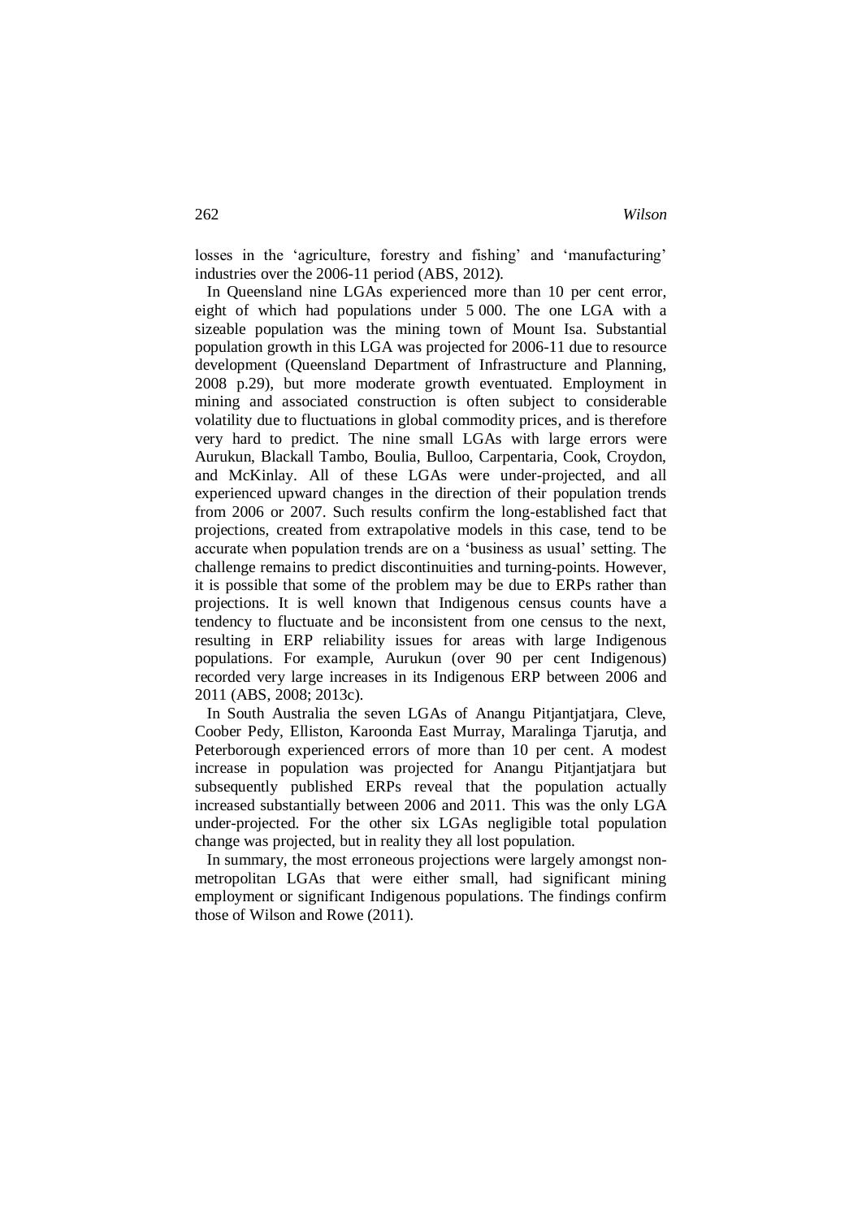losses in the 'agriculture, forestry and fishing' and 'manufacturing' industries over the 2006-11 period (ABS, 2012).

In Queensland nine LGAs experienced more than 10 per cent error, eight of which had populations under 5 000. The one LGA with a sizeable population was the mining town of Mount Isa. Substantial population growth in this LGA was projected for 2006-11 due to resource development (Queensland Department of Infrastructure and Planning, 2008 p.29), but more moderate growth eventuated. Employment in mining and associated construction is often subject to considerable volatility due to fluctuations in global commodity prices, and is therefore very hard to predict. The nine small LGAs with large errors were Aurukun, Blackall Tambo, Boulia, Bulloo, Carpentaria, Cook, Croydon, and McKinlay. All of these LGAs were under-projected, and all experienced upward changes in the direction of their population trends from 2006 or 2007. Such results confirm the long-established fact that projections, created from extrapolative models in this case, tend to be accurate when population trends are on a 'business as usual' setting. The challenge remains to predict discontinuities and turning-points. However, it is possible that some of the problem may be due to ERPs rather than projections. It is well known that Indigenous census counts have a tendency to fluctuate and be inconsistent from one census to the next, resulting in ERP reliability issues for areas with large Indigenous populations. For example, Aurukun (over 90 per cent Indigenous) recorded very large increases in its Indigenous ERP between 2006 and 2011 (ABS, 2008; 2013c).

In South Australia the seven LGAs of Anangu Pitjantjatjara, Cleve, Coober Pedy, Elliston, Karoonda East Murray, Maralinga Tjarutja, and Peterborough experienced errors of more than 10 per cent. A modest increase in population was projected for Anangu Pitjantjatjara but subsequently published ERPs reveal that the population actually increased substantially between 2006 and 2011. This was the only LGA under-projected. For the other six LGAs negligible total population change was projected, but in reality they all lost population.

In summary, the most erroneous projections were largely amongst non-metropolitan LGAs that were either small, had significant mining employment or significant Indigenous populations. The findings confirm those of Wilson and Rowe (2011).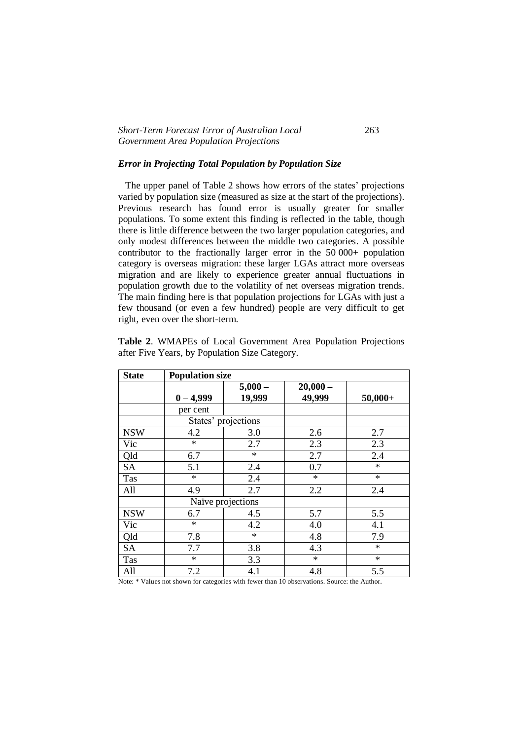### *Error in Projecting Total Population by Population Size*

The upper panel of Table 2 shows how errors of the states' projections varied by population size (measured as size at the start of the projections). Previous research has found error is usually greater for smaller populations. To some extent this finding is reflected in the table, though there is little difference between the two larger population categories, and only modest differences between the middle two categories. A possible contributor to the fractionally larger error in the 50 000+ population category is overseas migration: these larger LGAs attract more overseas migration and are likely to experience greater annual fluctuations in population growth due to the volatility of net overseas migration trends. The main finding here is that population projections for LGAs with just a few thousand (or even a few hundred) people are very difficult to get right, even over the short-term.

**Table 2**. WMAPEs of Local Government Area Population Projections after Five Years, by Population Size Category.

| **State** | **Population size** | | | |
|---|---|---|---|---|
| | **0 – 4,999** | **5,000 – 19,999** | **20,000 – 49,999** | **50,000+** |
| | per cent | | | |
| | States' projections | | | |
| NSW | 4.2 | 3.0 | 2.6 | 2.7 |
| Vic | * | 2.7 | 2.3 | 2.3 |
| Qld | 6.7 | * | 2.7 | 2.4 |
| SA | 5.1 | 2.4 | 0.7 | * |
| Tas | * | 2.4 | * | * |
| All | 4.9 | 2.7 | 2.2 | 2.4 |
| | Naïve projections | | | |
| NSW | 6.7 | 4.5 | 5.7 | 5.5 |
| Vic | * | 4.2 | 4.0 | 4.1 |
| Qld | 7.8 | * | 4.8 | 7.9 |
| SA | 7.7 | 3.8 | 4.3 | * |
| Tas | * | 3.3 | * | * |
| All | 7.2 | 4.1 | 4.8 | 5.5 |

Note: * Values not shown for categories with fewer than 10 observations. Source: the Author.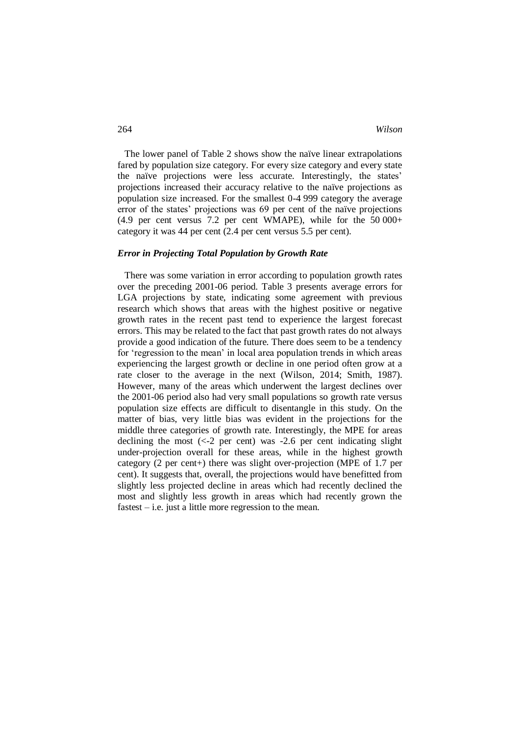The lower panel of Table 2 shows show the naïve linear extrapolations fared by population size category. For every size category and every state the naïve projections were less accurate. Interestingly, the states' projections increased their accuracy relative to the naïve projections as population size increased. For the smallest 0-4 999 category the average error of the states' projections was 69 per cent of the naïve projections (4.9 per cent versus 7.2 per cent WMAPE), while for the 50 000+ category it was 44 per cent (2.4 per cent versus 5.5 per cent).

### *Error in Projecting Total Population by Growth Rate*

There was some variation in error according to population growth rates over the preceding 2001-06 period. Table 3 presents average errors for LGA projections by state, indicating some agreement with previous research which shows that areas with the highest positive or negative growth rates in the recent past tend to experience the largest forecast errors. This may be related to the fact that past growth rates do not always provide a good indication of the future. There does seem to be a tendency for 'regression to the mean' in local area population trends in which areas experiencing the largest growth or decline in one period often grow at a rate closer to the average in the next (Wilson, 2014; Smith, 1987). However, many of the areas which underwent the largest declines over the 2001-06 period also had very small populations so growth rate versus population size effects are difficult to disentangle in this study. On the matter of bias, very little bias was evident in the projections for the middle three categories of growth rate. Interestingly, the MPE for areas declining the most (<-2 per cent) was -2.6 per cent indicating slight under-projection overall for these areas, while in the highest growth category (2 per cent+) there was slight over-projection (MPE of 1.7 per cent). It suggests that, overall, the projections would have benefitted from slightly less projected decline in areas which had recently declined the most and slightly less growth in areas which had recently grown the fastest – i.e. just a little more regression to the mean.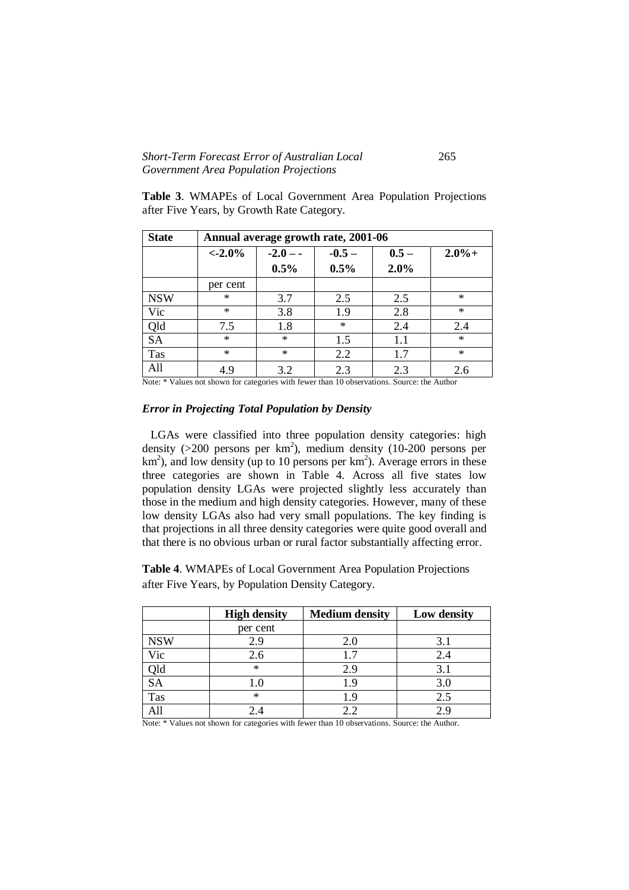**Table 3**. WMAPEs of Local Government Area Population Projections after Five Years, by Growth Rate Category.

| State | Annual average growth rate, 2001-06 | | | | |
|---|---|---|---|---|---|
| | <-2.0% | -2.0 – -0.5% | -0.5 – 0.5% | 0.5 – 2.0% | 2.0%+ |
| | per cent | | | | |
| NSW | * | 3.7 | 2.5 | 2.5 | * |
| Vic | * | 3.8 | 1.9 | 2.8 | * |
| Qld | 7.5 | 1.8 | * | 2.4 | 2.4 |
| SA | * | * | 1.5 | 1.1 | * |
| Tas | * | * | 2.2 | 1.7 | * |
| All | 4.9 | 3.2 | 2.3 | 2.3 | 2.6 |

Note: * Values not shown for categories with fewer than 10 observations. Source: the Author

### *Error in Projecting Total Population by Density*

LGAs were classified into three population density categories: high density (>200 persons per km$^2$), medium density (10-200 persons per km$^2$), and low density (up to 10 persons per km$^2$). Average errors in these three categories are shown in Table 4. Across all five states low population density LGAs were projected slightly less accurately than those in the medium and high density categories. However, many of these low density LGAs also had very small populations. The key finding is that projections in all three density categories were quite good overall and that there is no obvious urban or rural factor substantially affecting error.

**Table 4**. WMAPEs of Local Government Area Population Projections after Five Years, by Population Density Category.

| | High density | Medium density | Low density |
|---|---|---|---|
| | per cent | | |
| NSW | 2.9 | 2.0 | 3.1 |
| Vic | 2.6 | 1.7 | 2.4 |
| Qld | * | 2.9 | 3.1 |
| SA | 1.0 | 1.9 | 3.0 |
| Tas | * | 1.9 | 2.5 |
| All | 2.4 | 2.2 | 2.9 |

Note: * Values not shown for categories with fewer than 10 observations. Source: the Author.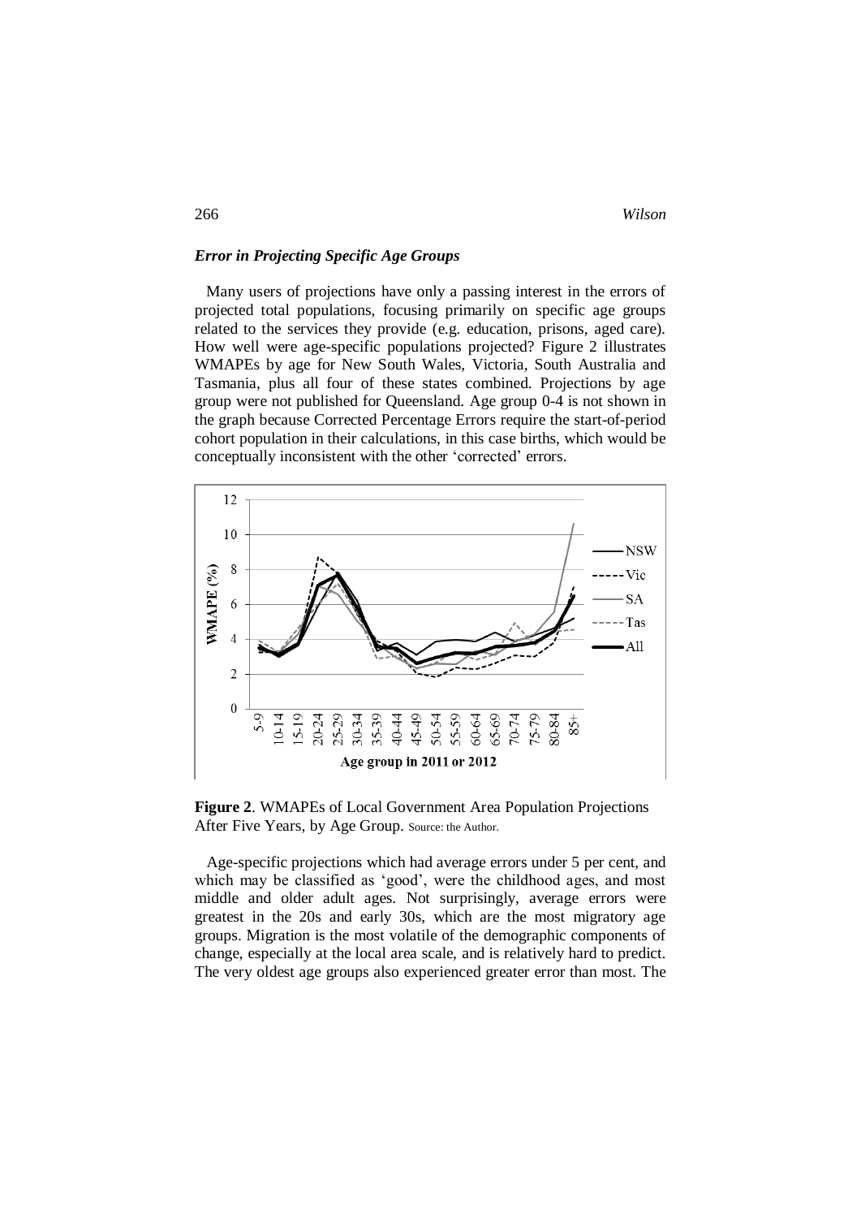### *Error in Projecting Specific Age Groups*

Many users of projections have only a passing interest in the errors of projected total populations, focusing primarily on specific age groups related to the services they provide (e.g. education, prisons, aged care). How well were age-specific populations projected? Figure 2 illustrates WMAPEs by age for New South Wales, Victoria, South Australia and Tasmania, plus all four of these states combined. Projections by age group were not published for Queensland. Age group 0-4 is not shown in the graph because Corrected Percentage Errors require the start-of-period cohort population in their calculations, in this case births, which would be conceptually inconsistent with the other 'corrected' errors.

**Figure 2**. WMAPEs of Local Government Area Population Projections After Five Years, by Age Group. Source: the Author.

Age-specific projections which had average errors under 5 per cent, and which may be classified as 'good', were the childhood ages, and most middle and older adult ages. Not surprisingly, average errors were greatest in the 20s and early 30s, which are the most migratory age groups. Migration is the most volatile of the demographic components of change, especially at the local area scale, and is relatively hard to predict. The very oldest age groups also experienced greater error than most. The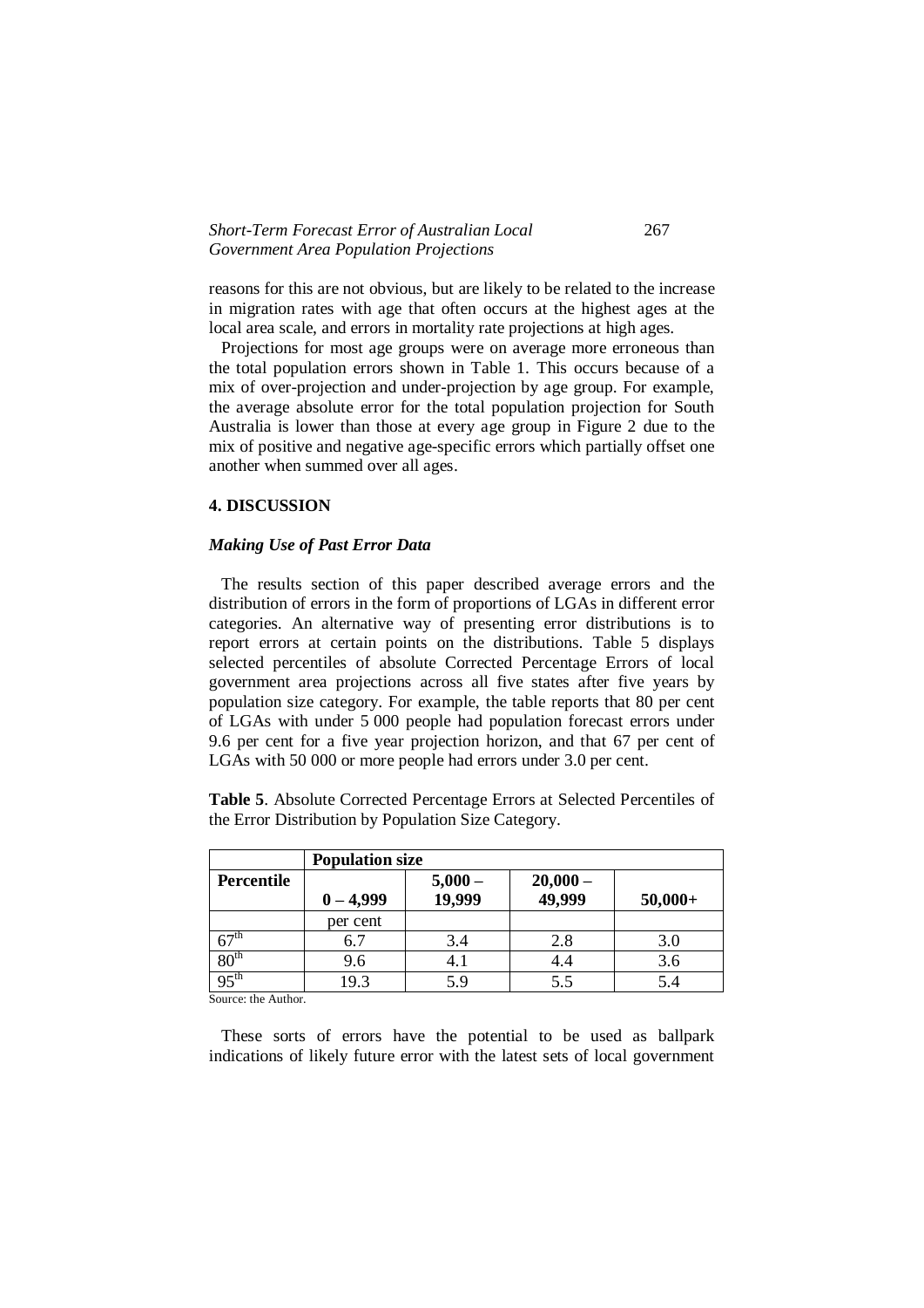reasons for this are not obvious, but are likely to be related to the increase in migration rates with age that often occurs at the highest ages at the local area scale, and errors in mortality rate projections at high ages.

Projections for most age groups were on average more erroneous than the total population errors shown in Table 1. This occurs because of a mix of over-projection and under-projection by age group. For example, the average absolute error for the total population projection for South Australia is lower than those at every age group in Figure 2 due to the mix of positive and negative age-specific errors which partially offset one another when summed over all ages.

## 4. DISCUSSION

### *Making Use of Past Error Data*

The results section of this paper described average errors and the distribution of errors in the form of proportions of LGAs in different error categories. An alternative way of presenting error distributions is to report errors at certain points on the distributions. Table 5 displays selected percentiles of absolute Corrected Percentage Errors of local government area projections across all five states after five years by population size category. For example, the table reports that 80 per cent of LGAs with under 5 000 people had population forecast errors under 9.6 per cent for a five year projection horizon, and that 67 per cent of LGAs with 50 000 or more people had errors under 3.0 per cent.

**Table 5**. Absolute Corrected Percentage Errors at Selected Percentiles of the Error Distribution by Population Size Category.

| | **Population size** | | | |
|---|---|---|---|---|
| **Percentile** | **0 – 4,999** | **5,000 – 19,999** | **20,000 – 49,999** | **50,000+** |
| | per cent | | | |
| 67th | 6.7 | 3.4 | 2.8 | 3.0 |
| 80th | 9.6 | 4.1 | 4.4 | 3.6 |
| 95th | 19.3 | 5.9 | 5.5 | 5.4 |

Source: the Author.

These sorts of errors have the potential to be used as ballpark indications of likely future error with the latest sets of local government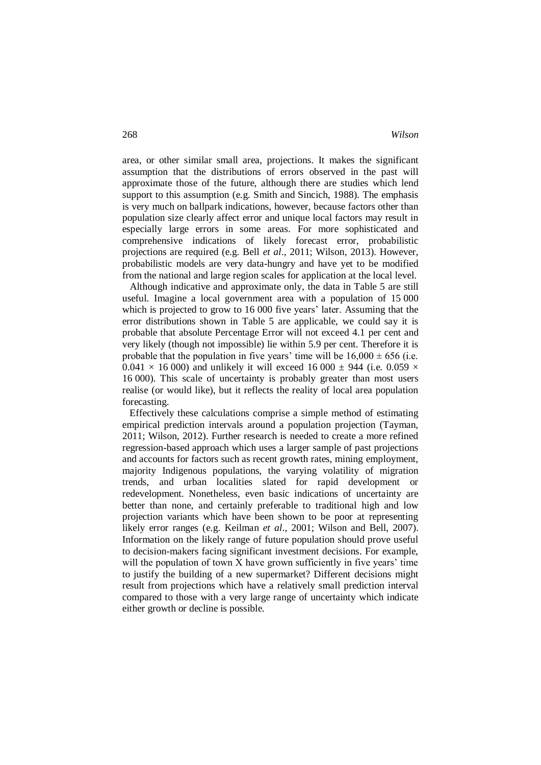area, or other similar small area, projections. It makes the significant assumption that the distributions of errors observed in the past will approximate those of the future, although there are studies which lend support to this assumption (e.g. Smith and Sincich, 1988). The emphasis is very much on ballpark indications, however, because factors other than population size clearly affect error and unique local factors may result in especially large errors in some areas. For more sophisticated and comprehensive indications of likely forecast error, probabilistic projections are required (e.g. Bell *et al*., 2011; Wilson, 2013). However, probabilistic models are very data-hungry and have yet to be modified from the national and large region scales for application at the local level.

Although indicative and approximate only, the data in Table 5 are still useful. Imagine a local government area with a population of 15 000 which is projected to grow to 16 000 five years' later. Assuming that the error distributions shown in Table 5 are applicable, we could say it is probable that absolute Percentage Error will not exceed 4.1 per cent and very likely (though not impossible) lie within 5.9 per cent. Therefore it is probable that the population in five years' time will be 16,000 ± 656 (i.e. 0.041 × 16 000) and unlikely it will exceed 16 000 ± 944 (i.e. 0.059 × 16 000). This scale of uncertainty is probably greater than most users realise (or would like), but it reflects the reality of local area population forecasting.

Effectively these calculations comprise a simple method of estimating empirical prediction intervals around a population projection (Tayman, 2011; Wilson, 2012). Further research is needed to create a more refined regression-based approach which uses a larger sample of past projections and accounts for factors such as recent growth rates, mining employment, majority Indigenous populations, the varying volatility of migration trends, and urban localities slated for rapid development or redevelopment. Nonetheless, even basic indications of uncertainty are better than none, and certainly preferable to traditional high and low projection variants which have been shown to be poor at representing likely error ranges (e.g. Keilman *et al*., 2001; Wilson and Bell, 2007). Information on the likely range of future population should prove useful to decision-makers facing significant investment decisions. For example, will the population of town X have grown sufficiently in five years' time to justify the building of a new supermarket? Different decisions might result from projections which have a relatively small prediction interval compared to those with a very large range of uncertainty which indicate either growth or decline is possible.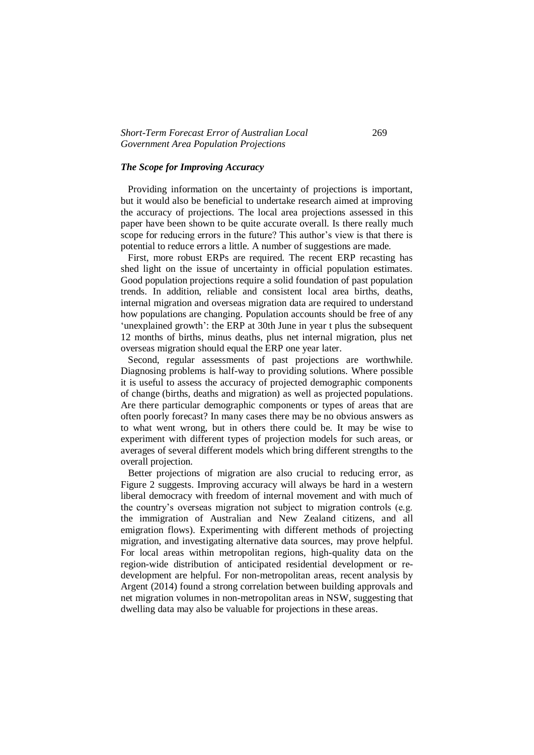### *The Scope for Improving Accuracy*

Providing information on the uncertainty of projections is important, but it would also be beneficial to undertake research aimed at improving the accuracy of projections. The local area projections assessed in this paper have been shown to be quite accurate overall. Is there really much scope for reducing errors in the future? This author's view is that there is potential to reduce errors a little. A number of suggestions are made.

First, more robust ERPs are required. The recent ERP recasting has shed light on the issue of uncertainty in official population estimates. Good population projections require a solid foundation of past population trends. In addition, reliable and consistent local area births, deaths, internal migration and overseas migration data are required to understand how populations are changing. Population accounts should be free of any 'unexplained growth': the ERP at 30th June in year t plus the subsequent 12 months of births, minus deaths, plus net internal migration, plus net overseas migration should equal the ERP one year later.

Second, regular assessments of past projections are worthwhile. Diagnosing problems is half-way to providing solutions. Where possible it is useful to assess the accuracy of projected demographic components of change (births, deaths and migration) as well as projected populations. Are there particular demographic components or types of areas that are often poorly forecast? In many cases there may be no obvious answers as to what went wrong, but in others there could be. It may be wise to experiment with different types of projection models for such areas, or averages of several different models which bring different strengths to the overall projection.

Better projections of migration are also crucial to reducing error, as Figure 2 suggests. Improving accuracy will always be hard in a western liberal democracy with freedom of internal movement and with much of the country's overseas migration not subject to migration controls (e.g. the immigration of Australian and New Zealand citizens, and all emigration flows). Experimenting with different methods of projecting migration, and investigating alternative data sources, may prove helpful. For local areas within metropolitan regions, high-quality data on the region-wide distribution of anticipated residential development or re-development are helpful. For non-metropolitan areas, recent analysis by Argent (2014) found a strong correlation between building approvals and net migration volumes in non-metropolitan areas in NSW, suggesting that dwelling data may also be valuable for projections in these areas.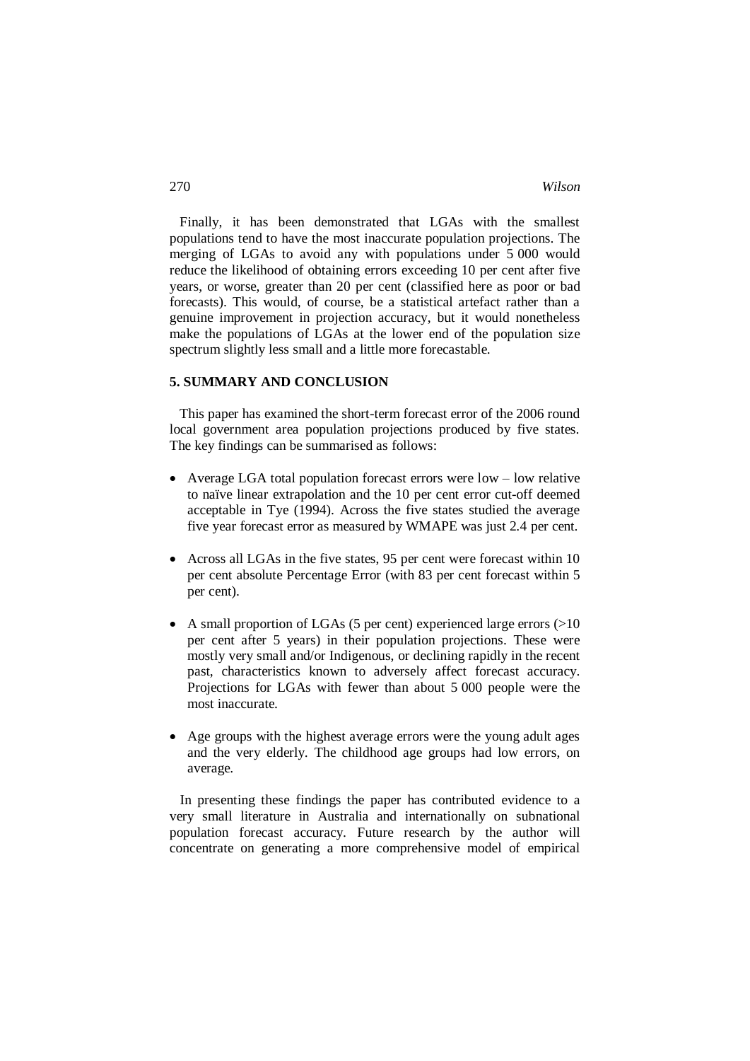Finally, it has been demonstrated that LGAs with the smallest populations tend to have the most inaccurate population projections. The merging of LGAs to avoid any with populations under 5 000 would reduce the likelihood of obtaining errors exceeding 10 per cent after five years, or worse, greater than 20 per cent (classified here as poor or bad forecasts). This would, of course, be a statistical artefact rather than a genuine improvement in projection accuracy, but it would nonetheless make the populations of LGAs at the lower end of the population size spectrum slightly less small and a little more forecastable.

## 5. SUMMARY AND CONCLUSION

This paper has examined the short-term forecast error of the 2006 round local government area population projections produced by five states. The key findings can be summarised as follows:

- Average LGA total population forecast errors were low – low relative to naïve linear extrapolation and the 10 per cent error cut-off deemed acceptable in Tye (1994). Across the five states studied the average five year forecast error as measured by WMAPE was just 2.4 per cent.

- Across all LGAs in the five states, 95 per cent were forecast within 10 per cent absolute Percentage Error (with 83 per cent forecast within 5 per cent).

- A small proportion of LGAs (5 per cent) experienced large errors (>10 per cent after 5 years) in their population projections. These were mostly very small and/or Indigenous, or declining rapidly in the recent past, characteristics known to adversely affect forecast accuracy. Projections for LGAs with fewer than about 5 000 people were the most inaccurate.

- Age groups with the highest average errors were the young adult ages and the very elderly. The childhood age groups had low errors, on average.

In presenting these findings the paper has contributed evidence to a very small literature in Australia and internationally on subnational population forecast accuracy. Future research by the author will concentrate on generating a more comprehensive model of empirical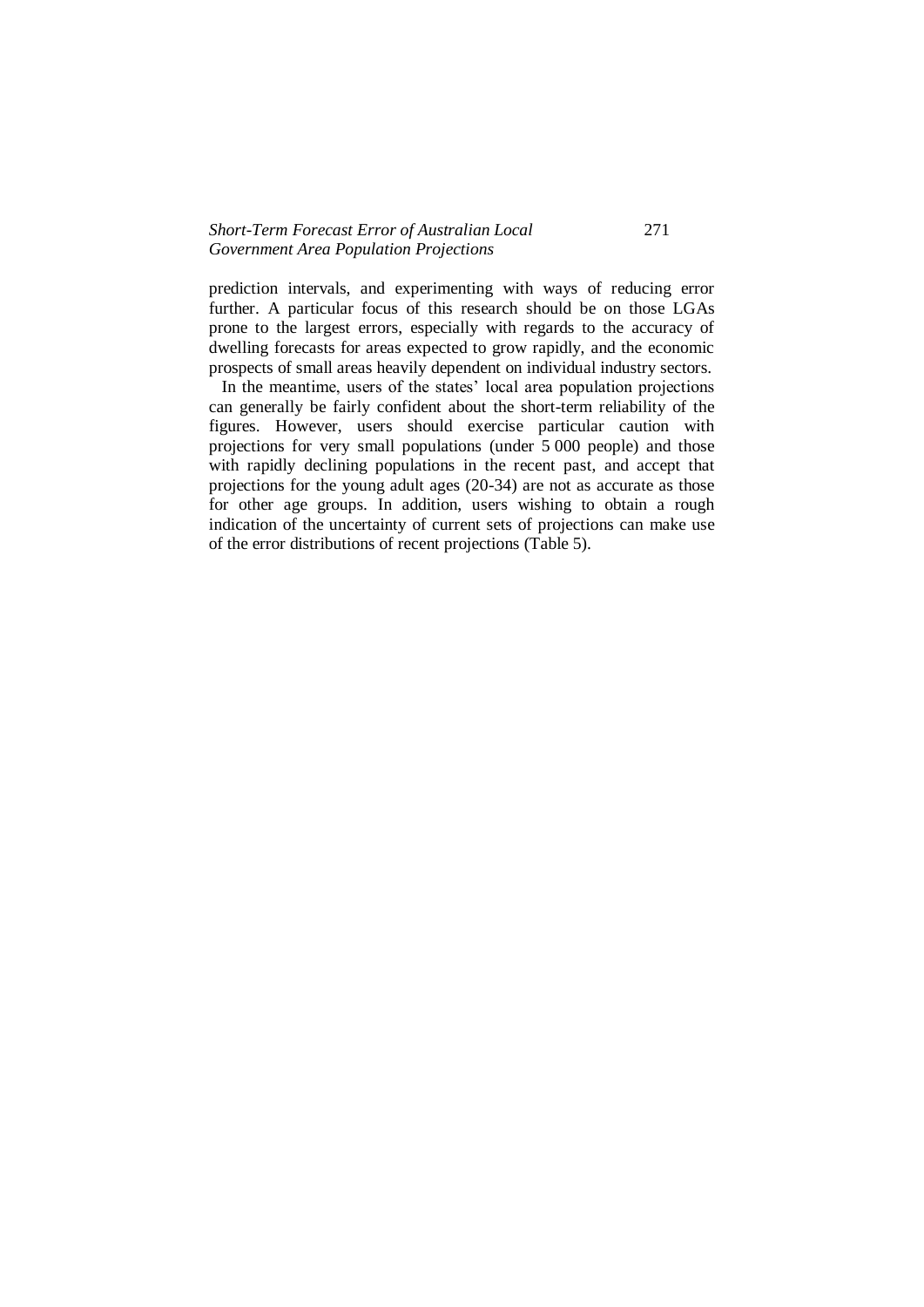prediction intervals, and experimenting with ways of reducing error further. A particular focus of this research should be on those LGAs prone to the largest errors, especially with regards to the accuracy of dwelling forecasts for areas expected to grow rapidly, and the economic prospects of small areas heavily dependent on individual industry sectors.

In the meantime, users of the states' local area population projections can generally be fairly confident about the short-term reliability of the figures. However, users should exercise particular caution with projections for very small populations (under 5 000 people) and those with rapidly declining populations in the recent past, and accept that projections for the young adult ages (20-34) are not as accurate as those for other age groups. In addition, users wishing to obtain a rough indication of the uncertainty of current sets of projections can make use of the error distributions of recent projections (Table 5).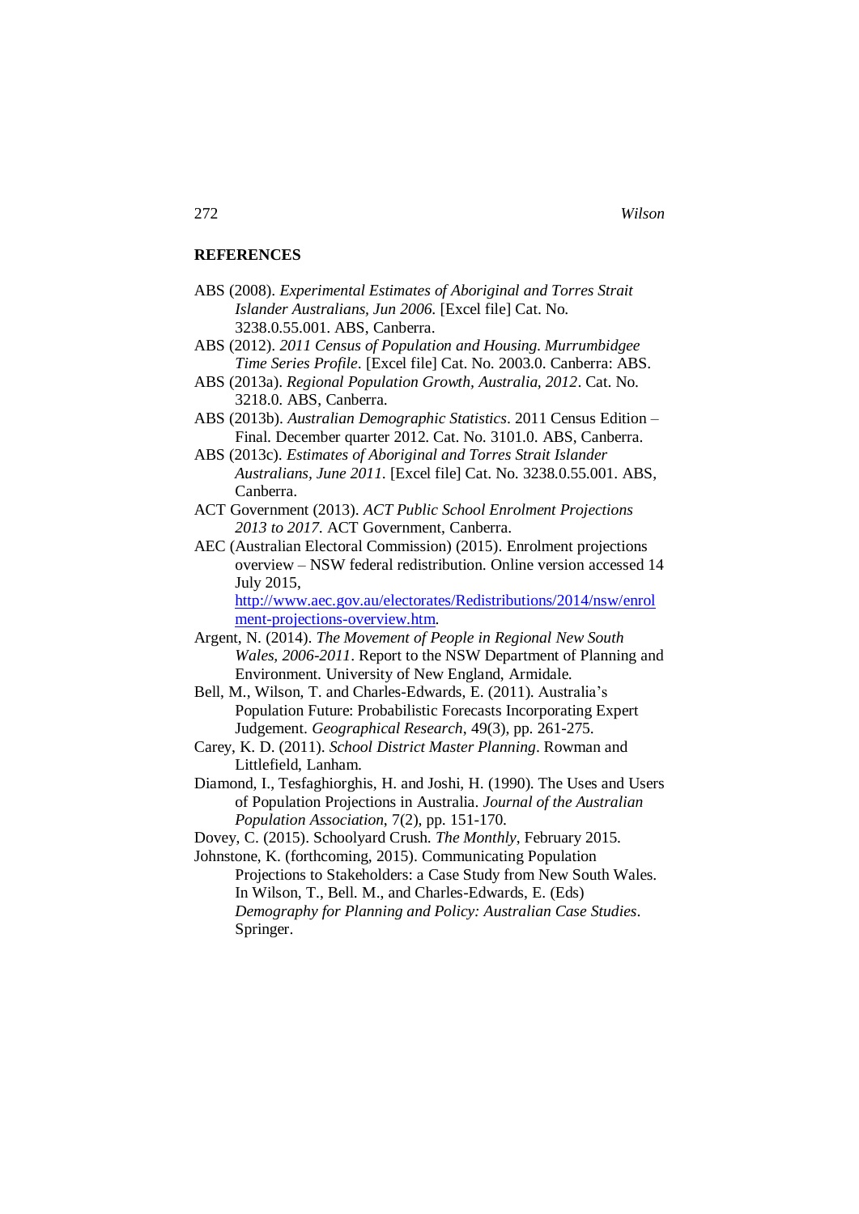## REFERENCES

ABS (2008). *Experimental Estimates of Aboriginal and Torres Strait Islander Australians, Jun 2006.* [Excel file] Cat. No. 3238.0.55.001. ABS, Canberra.

ABS (2012). *2011 Census of Population and Housing. Murrumbidgee Time Series Profile*. [Excel file] Cat. No. 2003.0. Canberra: ABS.

ABS (2013a). *Regional Population Growth, Australia, 2012*. Cat. No. 3218.0. ABS, Canberra.

ABS (2013b). *Australian Demographic Statistics*. 2011 Census Edition – Final. December quarter 2012. Cat. No. 3101.0. ABS, Canberra.

ABS (2013c). *Estimates of Aboriginal and Torres Strait Islander Australians, June 2011*. [Excel file] Cat. No. 3238.0.55.001. ABS, Canberra.

ACT Government (2013). *ACT Public School Enrolment Projections 2013 to 2017.* ACT Government, Canberra.

AEC (Australian Electoral Commission) (2015). Enrolment projections overview – NSW federal redistribution. Online version accessed 14 July 2015, http://www.aec.gov.au/electorates/Redistributions/2014/nsw/enrolment-projections-overview.htm.

Argent, N. (2014). *The Movement of People in Regional New South Wales, 2006-2011*. Report to the NSW Department of Planning and Environment. University of New England, Armidale.

Bell, M., Wilson, T. and Charles-Edwards, E. (2011). Australia's Population Future: Probabilistic Forecasts Incorporating Expert Judgement. *Geographical Research*, 49(3), pp. 261-275.

Carey, K. D. (2011). *School District Master Planning*. Rowman and Littlefield, Lanham.

Diamond, I., Tesfaghiorghis, H. and Joshi, H. (1990). The Uses and Users of Population Projections in Australia. *Journal of the Australian Population Association*, 7(2), pp. 151-170.

Dovey, C. (2015). Schoolyard Crush. *The Monthly*, February 2015.

Johnstone, K. (forthcoming, 2015). Communicating Population Projections to Stakeholders: a Case Study from New South Wales. In Wilson, T., Bell. M., and Charles-Edwards, E. (Eds) *Demography for Planning and Policy: Australian Case Studies*. Springer.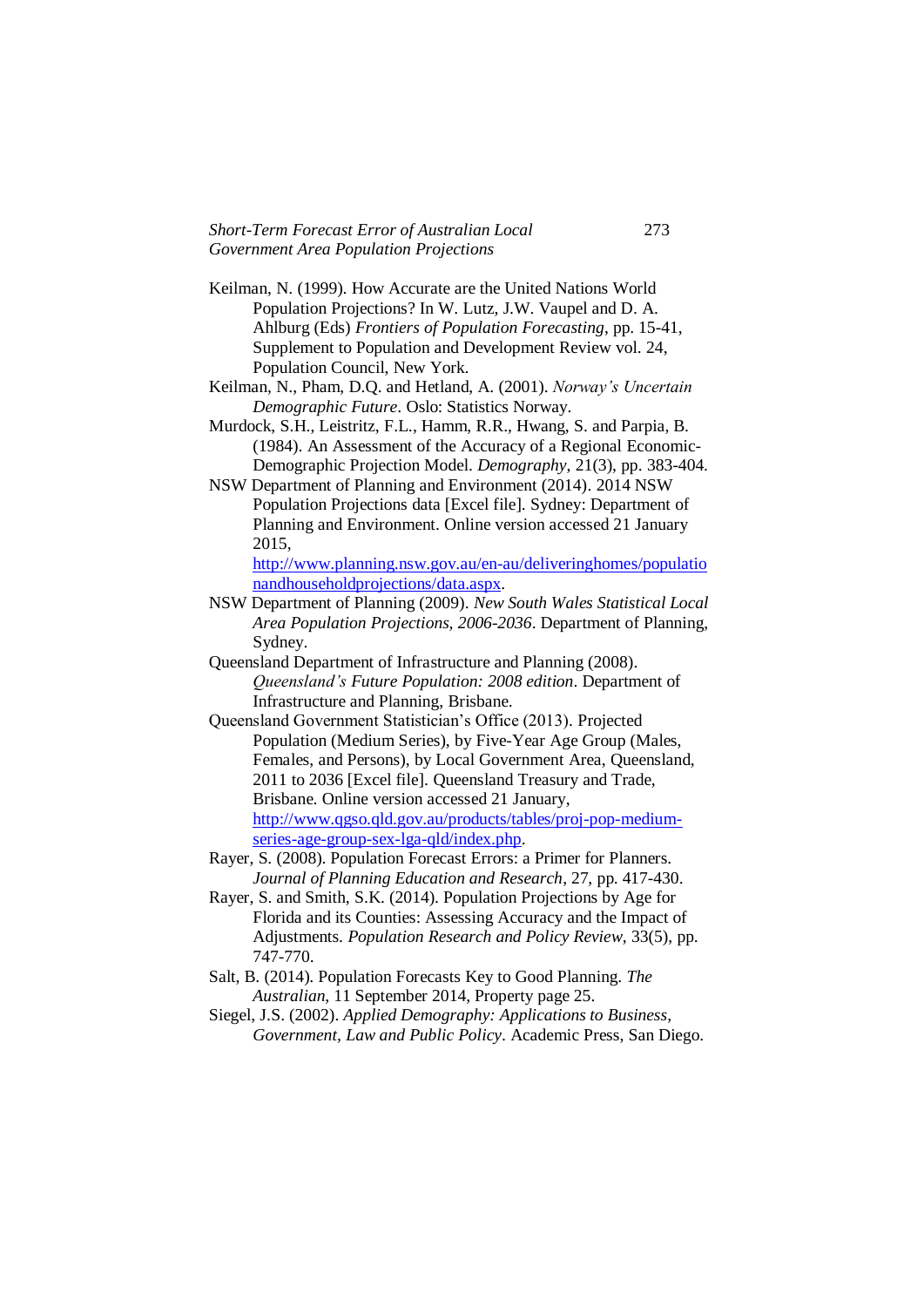Keilman, N. (1999). How Accurate are the United Nations World Population Projections? In W. Lutz, J.W. Vaupel and D. A. Ahlburg (Eds) *Frontiers of Population Forecasting*, pp. 15-41, Supplement to Population and Development Review vol. 24, Population Council, New York.

Keilman, N., Pham, D.Q. and Hetland, A. (2001). *Norway's Uncertain Demographic Future*. Oslo: Statistics Norway.

Murdock, S.H., Leistritz, F.L., Hamm, R.R., Hwang, S. and Parpia, B. (1984). An Assessment of the Accuracy of a Regional Economic-Demographic Projection Model. *Demography*, 21(3), pp. 383-404.

NSW Department of Planning and Environment (2014). 2014 NSW Population Projections data [Excel file]. Sydney: Department of Planning and Environment. Online version accessed 21 January 2015, http://www.planning.nsw.gov.au/en-au/deliveringhomes/populationandhouseholdprojections/data.aspx.

NSW Department of Planning (2009). *New South Wales Statistical Local Area Population Projections, 2006-2036*. Department of Planning, Sydney.

Queensland Department of Infrastructure and Planning (2008). *Queensland's Future Population: 2008 edition*. Department of Infrastructure and Planning, Brisbane.

Queensland Government Statistician's Office (2013). Projected Population (Medium Series), by Five-Year Age Group (Males, Females, and Persons), by Local Government Area, Queensland, 2011 to 2036 [Excel file]. Queensland Treasury and Trade, Brisbane. Online version accessed 21 January, http://www.qgso.qld.gov.au/products/tables/proj-pop-medium-series-age-group-sex-lga-qld/index.php.

Rayer, S. (2008). Population Forecast Errors: a Primer for Planners. *Journal of Planning Education and Research*, 27, pp. 417-430.

Rayer, S. and Smith, S.K. (2014). Population Projections by Age for Florida and its Counties: Assessing Accuracy and the Impact of Adjustments. *Population Research and Policy Review*, 33(5), pp. 747-770.

Salt, B. (2014). Population Forecasts Key to Good Planning. *The Australian*, 11 September 2014, Property page 25.

Siegel, J.S. (2002). *Applied Demography: Applications to Business, Government, Law and Public Policy*. Academic Press, San Diego.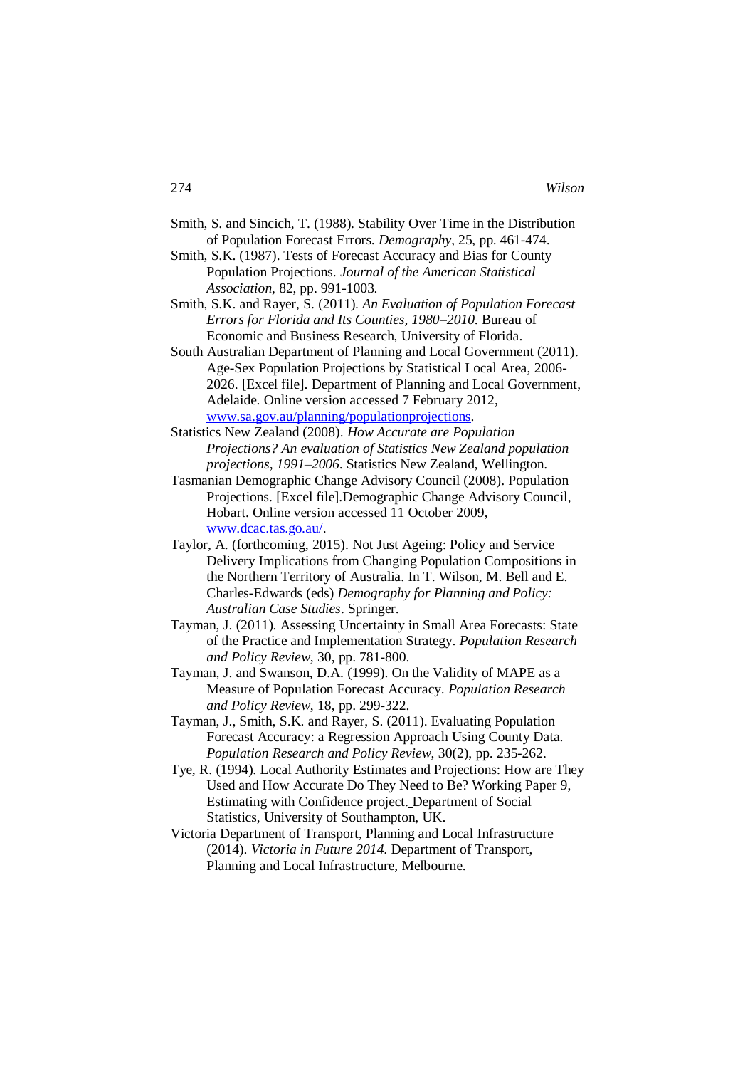Smith, S. and Sincich, T. (1988). Stability Over Time in the Distribution of Population Forecast Errors. *Demography*, 25, pp. 461-474.

Smith, S.K. (1987). Tests of Forecast Accuracy and Bias for County Population Projections. *Journal of the American Statistical Association*, 82, pp. 991-1003.

Smith, S.K. and Rayer, S. (2011). *An Evaluation of Population Forecast Errors for Florida and Its Counties, 1980–2010*. Bureau of Economic and Business Research, University of Florida.

South Australian Department of Planning and Local Government (2011). Age-Sex Population Projections by Statistical Local Area, 2006-2026. [Excel file]. Department of Planning and Local Government, Adelaide. Online version accessed 7 February 2012, www.sa.gov.au/planning/populationprojections.

Statistics New Zealand (2008). *How Accurate are Population Projections? An evaluation of Statistics New Zealand population projections, 1991–2006*. Statistics New Zealand, Wellington.

Tasmanian Demographic Change Advisory Council (2008). Population Projections. [Excel file].Demographic Change Advisory Council, Hobart. Online version accessed 11 October 2009, www.dcac.tas.go.au/.

Taylor, A. (forthcoming, 2015). Not Just Ageing: Policy and Service Delivery Implications from Changing Population Compositions in the Northern Territory of Australia. In T. Wilson, M. Bell and E. Charles-Edwards (eds) *Demography for Planning and Policy: Australian Case Studies*. Springer.

Tayman, J. (2011). Assessing Uncertainty in Small Area Forecasts: State of the Practice and Implementation Strategy. *Population Research and Policy Review*, 30, pp. 781-800.

Tayman, J. and Swanson, D.A. (1999). On the Validity of MAPE as a Measure of Population Forecast Accuracy. *Population Research and Policy Review*, 18, pp. 299-322.

Tayman, J., Smith, S.K. and Rayer, S. (2011). Evaluating Population Forecast Accuracy: a Regression Approach Using County Data. *Population Research and Policy Review*, 30(2), pp. 235-262.

Tye, R. (1994). Local Authority Estimates and Projections: How are They Used and How Accurate Do They Need to Be? Working Paper 9, Estimating with Confidence project. Department of Social Statistics, University of Southampton, UK.

Victoria Department of Transport, Planning and Local Infrastructure (2014). *Victoria in Future 2014*. Department of Transport, Planning and Local Infrastructure, Melbourne.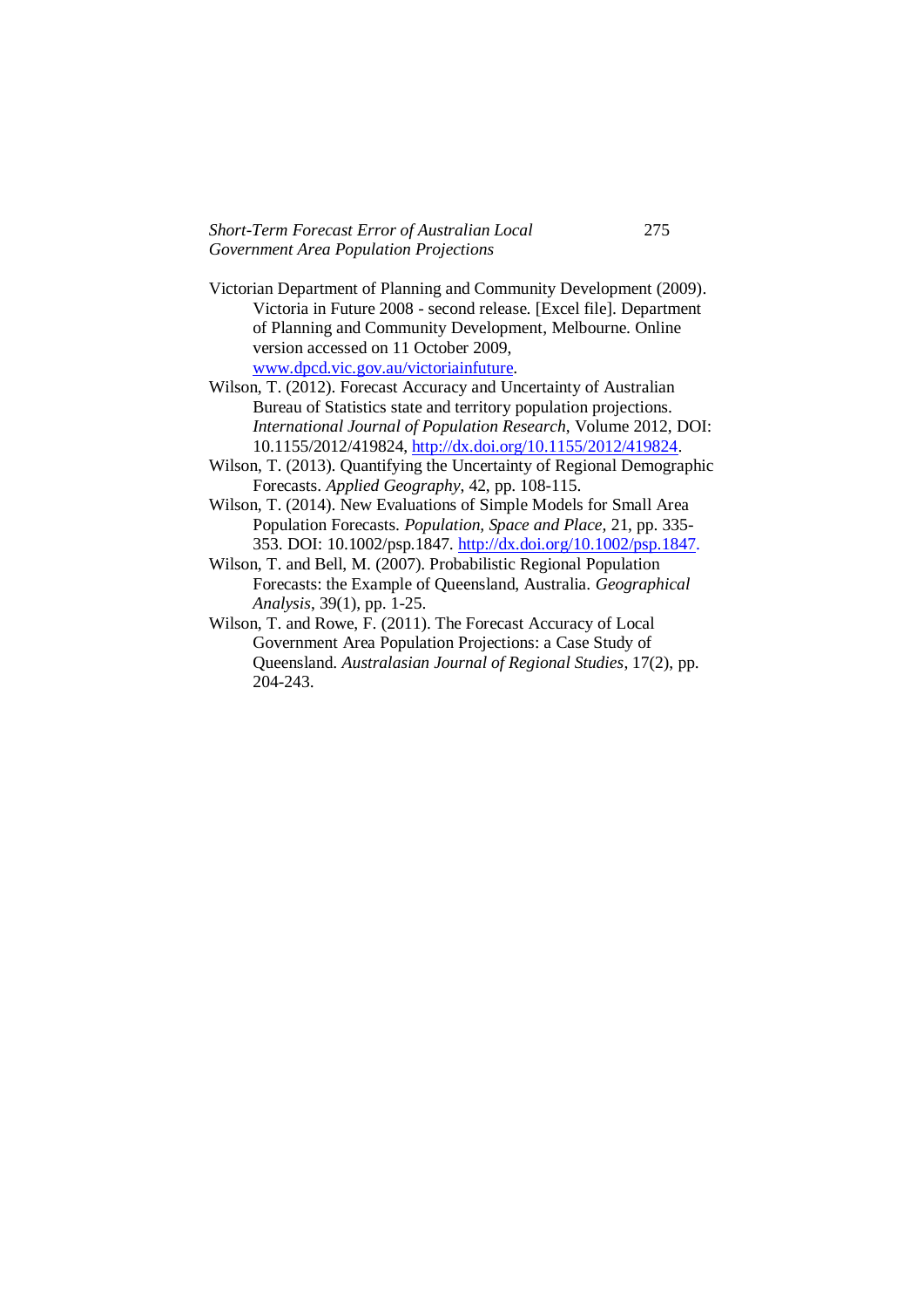Victorian Department of Planning and Community Development (2009). Victoria in Future 2008 - second release. [Excel file]. Department of Planning and Community Development, Melbourne. Online version accessed on 11 October 2009, www.dpcd.vic.gov.au/victoriainfuture.

Wilson, T. (2012). Forecast Accuracy and Uncertainty of Australian Bureau of Statistics state and territory population projections. *International Journal of Population Research*, Volume 2012, DOI: 10.1155/2012/419824, http://dx.doi.org/10.1155/2012/419824.

Wilson, T. (2013). Quantifying the Uncertainty of Regional Demographic Forecasts. *Applied Geography*, 42, pp. 108-115.

Wilson, T. (2014). New Evaluations of Simple Models for Small Area Population Forecasts. *Population, Space and Place,* 21, pp. 335-353. DOI: 10.1002/psp.1847. http://dx.doi.org/10.1002/psp.1847.

Wilson, T. and Bell, M. (2007). Probabilistic Regional Population Forecasts: the Example of Queensland, Australia. *Geographical Analysis*, 39(1), pp. 1-25.

Wilson, T. and Rowe, F. (2011). The Forecast Accuracy of Local Government Area Population Projections: a Case Study of Queensland. *Australasian Journal of Regional Studies*, 17(2), pp. 204-243.